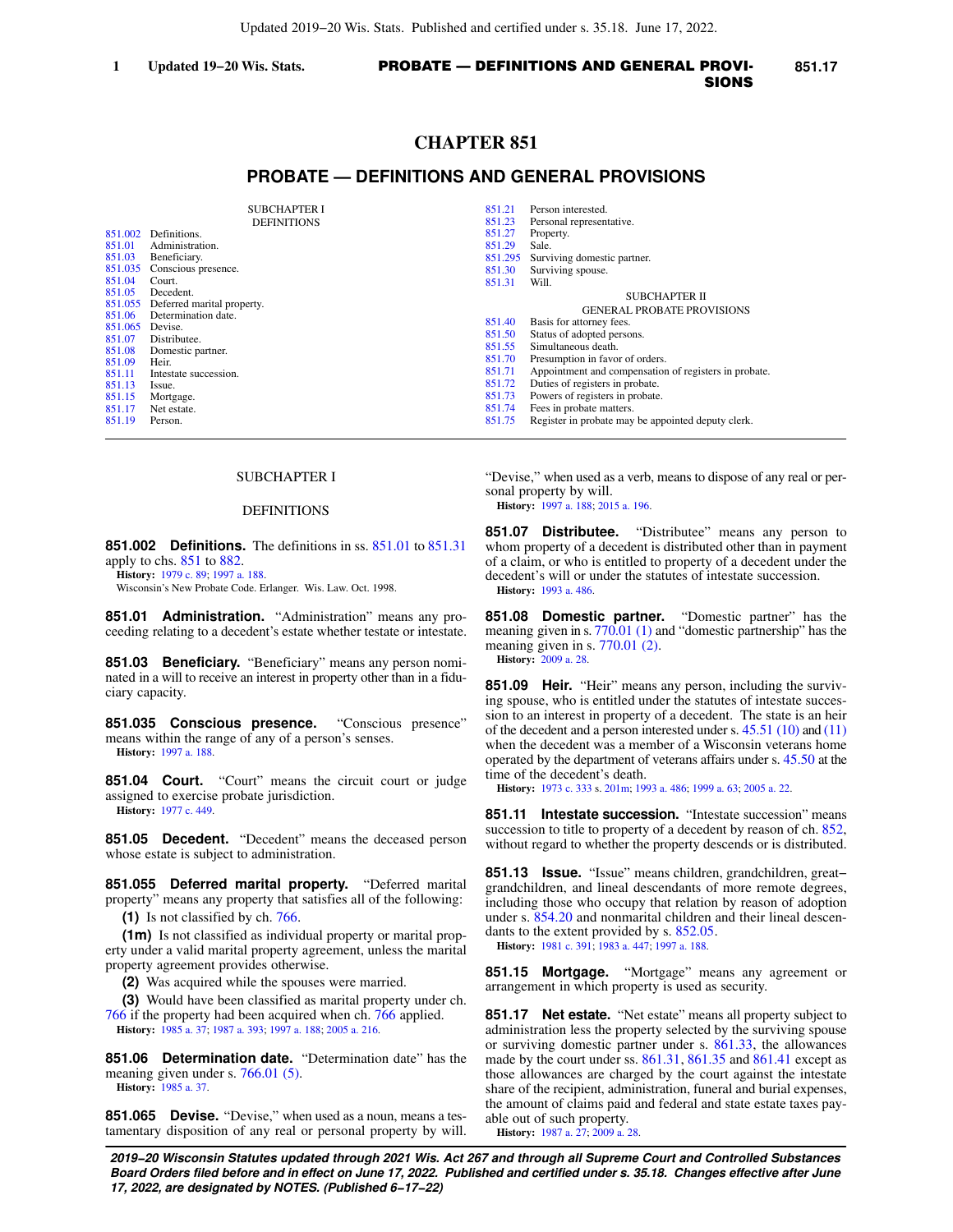# CHAPTER 851

## PROBATE — DEFINITIONS AND GENERAL PROVISIONS

SUBCHAPTER I
DEFINITIONS

851.002 Definitions.
851.01 Administration.
851.03 Beneficiary.
851.035 Conscious presence.
851.04 Court.
851.05 Decedent.
851.055 Deferred marital property.
851.06 Determination date.
851.065 Devise.
851.07 Distributee.
851.08 Domestic partner.
851.09 Heir.
851.11 Intestate succession.
851.13 Issue.
851.15 Mortgage.
851.17 Net estate.
851.19 Person.
851.21 Person interested.
851.23 Personal representative.
851.27 Property.
851.29 Sale.
851.295 Surviving domestic partner.
851.30 Surviving spouse.
851.31 Will.

SUBCHAPTER II
GENERAL PROBATE PROVISIONS

851.40 Basis for attorney fees.
851.50 Status of adopted persons.
851.55 Simultaneous death.
851.70 Presumption in favor of orders.
851.71 Appointment and compensation of registers in probate.
851.72 Duties of registers in probate.
851.73 Powers of registers in probate.
851.74 Fees in probate matters.
851.75 Register in probate may be appointed deputy clerk.

---

SUBCHAPTER I

DEFINITIONS

**851.002 Definitions.** The definitions in ss. 851.01 to 851.31 apply to chs. 851 to 882.

**History:** 1979 c. 89; 1997 a. 188.

Wisconsin's New Probate Code. Erlanger. Wis. Law. Oct. 1998.

**851.01 Administration.** "Administration" means any proceeding relating to a decedent's estate whether testate or intestate.

**851.03 Beneficiary.** "Beneficiary" means any person nominated in a will to receive an interest in property other than in a fiduciary capacity.

**851.035 Conscious presence.** "Conscious presence" means within the range of any of a person's senses.

**History:** 1997 a. 188.

**851.04 Court.** "Court" means the circuit court or judge assigned to exercise probate jurisdiction.

**History:** 1977 c. 449.

**851.05 Decedent.** "Decedent" means the deceased person whose estate is subject to administration.

**851.055 Deferred marital property.** "Deferred marital property" means any property that satisfies all of the following:

**(1)** Is not classified by ch. 766.

**(1m)** Is not classified as individual property or marital property under a valid marital property agreement, unless the marital property agreement provides otherwise.

**(2)** Was acquired while the spouses were married.

**(3)** Would have been classified as marital property under ch. 766 if the property had been acquired when ch. 766 applied.

**History:** 1985 a. 37; 1987 a. 393; 1997 a. 188; 2005 a. 216.

**851.06 Determination date.** "Determination date" has the meaning given under s. 766.01 (5).

**History:** 1985 a. 37.

**851.065 Devise.** "Devise," when used as a noun, means a testamentary disposition of any real or personal property by will. "Devise," when used as a verb, means to dispose of any real or personal property by will.

**History:** 1997 a. 188; 2015 a. 196.

**851.07 Distributee.** "Distributee" means any person to whom property of a decedent is distributed other than in payment of a claim, or who is entitled to property of a decedent under the decedent's will or under the statutes of intestate succession.

**History:** 1993 a. 486.

**851.08 Domestic partner.** "Domestic partner" has the meaning given in s. 770.01 (1) and "domestic partnership" has the meaning given in s. 770.01 (2).

**History:** 2009 a. 28.

**851.09 Heir.** "Heir" means any person, including the surviving spouse, who is entitled under the statutes of intestate succession to an interest in property of a decedent. The state is an heir of the decedent and a person interested under s. 45.51 (10) and (11) when the decedent was a member of a Wisconsin veterans home operated by the department of veterans affairs under s. 45.50 at the time of the decedent's death.

**History:** 1973 c. 333 s. 201m; 1993 a. 486; 1999 a. 63; 2005 a. 22.

**851.11 Intestate succession.** "Intestate succession" means succession to title to property of a decedent by reason of ch. 852, without regard to whether the property descends or is distributed.

**851.13 Issue.** "Issue" means children, grandchildren, great−grandchildren, and lineal descendants of more remote degrees, including those who occupy that relation by reason of adoption under s. 854.20 and nonmarital children and their lineal descendants to the extent provided by s. 852.05.

**History:** 1981 c. 391; 1983 a. 447; 1997 a. 188.

**851.15 Mortgage.** "Mortgage" means any agreement or arrangement in which property is used as security.

**851.17 Net estate.** "Net estate" means all property subject to administration less the property selected by the surviving spouse or surviving domestic partner under s. 861.33, the allowances made by the court under ss. 861.31, 861.35 and 861.41 except as those allowances are charged by the court against the intestate share of the recipient, administration, funeral and burial expenses, the amount of claims paid and federal and state estate taxes payable out of such property.

**History:** 1987 a. 27; 2009 a. 28.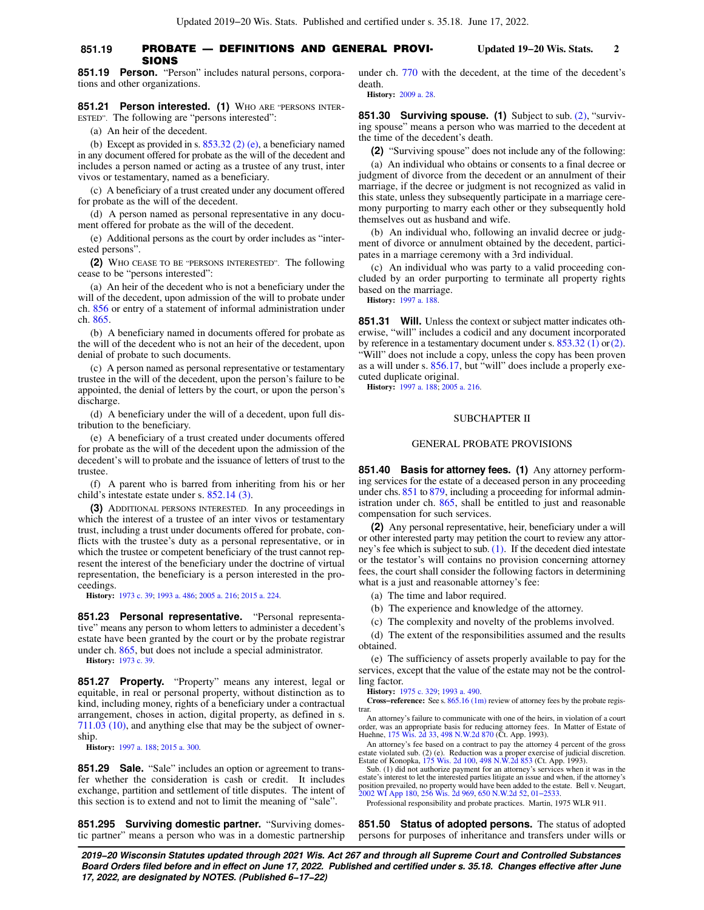**851.19 Person.** "Person" includes natural persons, corporations and other organizations.

**851.21 Person interested.** **(1)** WHO ARE "PERSONS INTERESTED". The following are "persons interested":

(a) An heir of the decedent.

(b) Except as provided in s. 853.32 (2) (e), a beneficiary named in any document offered for probate as the will of the decedent and includes a person named or acting as a trustee of any trust, inter vivos or testamentary, named as a beneficiary.

(c) A beneficiary of a trust created under any document offered for probate as the will of the decedent.

(d) A person named as personal representative in any document offered for probate as the will of the decedent.

(e) Additional persons as the court by order includes as "interested persons".

**(2)** WHO CEASE TO BE "PERSONS INTERESTED". The following cease to be "persons interested":

(a) An heir of the decedent who is not a beneficiary under the will of the decedent, upon admission of the will to probate under ch. 856 or entry of a statement of informal administration under ch. 865.

(b) A beneficiary named in documents offered for probate as the will of the decedent who is not an heir of the decedent, upon denial of probate to such documents.

(c) A person named as personal representative or testamentary trustee in the will of the decedent, upon the person's failure to be appointed, the denial of letters by the court, or upon the person's discharge.

(d) A beneficiary under the will of a decedent, upon full distribution to the beneficiary.

(e) A beneficiary of a trust created under documents offered for probate as the will of the decedent upon the admission of the decedent's will to probate and the issuance of letters of trust to the trustee.

(f) A parent who is barred from inheriting from his or her child's intestate estate under s. 852.14 (3).

**(3)** ADDITIONAL PERSONS INTERESTED. In any proceedings in which the interest of a trustee of an inter vivos or testamentary trust, including a trust under documents offered for probate, conflicts with the trustee's duty as a personal representative, or in which the trustee or competent beneficiary of the trust cannot represent the interest of the beneficiary under the doctrine of virtual representation, the beneficiary is a person interested in the proceedings.

**History:** 1973 c. 39; 1993 a. 486; 2005 a. 216; 2015 a. 224.

**851.23 Personal representative.** "Personal representative" means any person to whom letters to administer a decedent's estate have been granted by the court or by the probate registrar under ch. 865, but does not include a special administrator.

**History:** 1973 c. 39.

**851.27 Property.** "Property" means any interest, legal or equitable, in real or personal property, without distinction as to kind, including money, rights of a beneficiary under a contractual arrangement, choses in action, digital property, as defined in s. 711.03 (10), and anything else that may be the subject of ownership.

**History:** 1997 a. 188; 2015 a. 300.

**851.29 Sale.** "Sale" includes an option or agreement to transfer whether the consideration is cash or credit. It includes exchange, partition and settlement of title disputes. The intent of this section is to extend and not to limit the meaning of "sale".

**851.295 Surviving domestic partner.** "Surviving domestic partner" means a person who was in a domestic partnership under ch. 770 with the decedent, at the time of the decedent's death.

**History:** 2009 a. 28.

**851.30 Surviving spouse.** **(1)** Subject to sub. (2), "surviving spouse" means a person who was married to the decedent at the time of the decedent's death.

**(2)** "Surviving spouse" does not include any of the following:

(a) An individual who obtains or consents to a final decree or judgment of divorce from the decedent or an annulment of their marriage, if the decree or judgment is not recognized as valid in this state, unless they subsequently participate in a marriage ceremony purporting to marry each other or they subsequently hold themselves out as husband and wife.

(b) An individual who, following an invalid decree or judgment of divorce or annulment obtained by the decedent, participates in a marriage ceremony with a 3rd individual.

(c) An individual who was party to a valid proceeding concluded by an order purporting to terminate all property rights based on the marriage.

**History:** 1997 a. 188.

**851.31 Will.** Unless the context or subject matter indicates otherwise, "will" includes a codicil and any document incorporated by reference in a testamentary document under s. 853.32 (1) or (2). "Will" does not include a copy, unless the copy has been proven as a will under s. 856.17, but "will" does include a properly executed duplicate original.

**History:** 1997 a. 188; 2005 a. 216.

## SUBCHAPTER II

## GENERAL PROBATE PROVISIONS

**851.40 Basis for attorney fees.** **(1)** Any attorney performing services for the estate of a deceased person in any proceeding under chs. 851 to 879, including a proceeding for informal administration under ch. 865, shall be entitled to just and reasonable compensation for such services.

**(2)** Any personal representative, heir, beneficiary under a will or other interested party may petition the court to review any attorney's fee which is subject to sub. (1). If the decedent died intestate or the testator's will contains no provision concerning attorney fees, the court shall consider the following factors in determining what is a just and reasonable attorney's fee:

(a) The time and labor required.

(b) The experience and knowledge of the attorney.

(c) The complexity and novelty of the problems involved.

(d) The extent of the responsibilities assumed and the results obtained.

(e) The sufficiency of assets properly available to pay for the services, except that the value of the estate may not be the controlling factor.

**History:** 1975 c. 329; 1993 a. 490.

**Cross-reference:** See s. 865.16 (1m) review of attorney fees by the probate registrar.

An attorney's failure to communicate with one of the heirs, in violation of a court order, was an appropriate basis for reducing attorney fees. In Matter of Estate of Huehne, 175 Wis. 2d 33, 498 N.W.2d 870 (Ct. App. 1993).

An attorney's fee based on a contract to pay the attorney 4 percent of the gross estate violated sub. (2) (e). Reduction was a proper exercise of judicial discretion. Estate of Konopka, 175 Wis. 2d 100, 498 N.W.2d 853 (Ct. App. 1993).

Sub. (1) did not authorize payment for an attorney's services when it was in the estate's interest to let the interested parties litigate an issue and when, if the attorney's position prevailed, no property would have been added to the estate. Bell v. Neugart, 2002 WI App 180, 256 Wis. 2d 969, 650 N.W.2d 52, 01-2533.

Professional responsibility and probate practices. Martin, 1975 WLR 911.

**851.50 Status of adopted persons.** The status of adopted persons for purposes of inheritance and transfers under wills or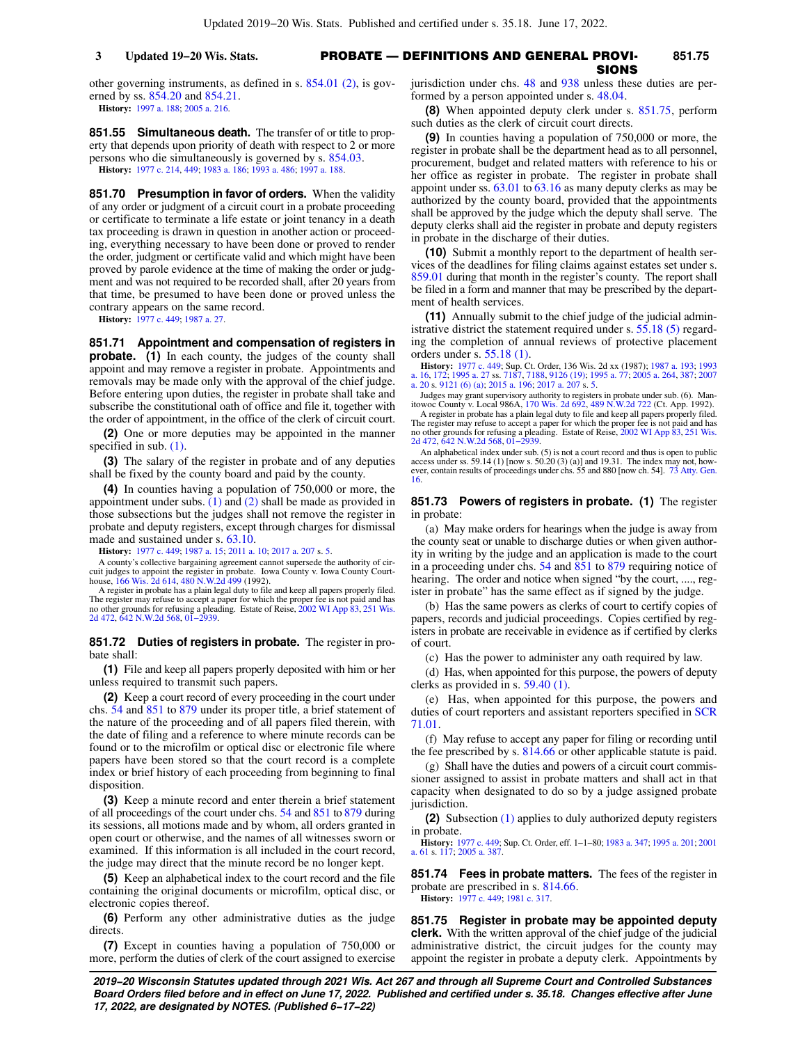other governing instruments, as defined in s. 854.01 (2), is governed by ss. 854.20 and 854.21.

**History:** 1997 a. 188; 2005 a. 216.

**851.55 Simultaneous death.** The transfer of or title to property that depends upon priority of death with respect to 2 or more persons who die simultaneously is governed by s. 854.03.

**History:** 1977 c. 214, 449; 1983 a. 186; 1993 a. 486; 1997 a. 188.

**851.70 Presumption in favor of orders.** When the validity of any order or judgment of a circuit court in a probate proceeding or certificate to terminate a life estate or joint tenancy in a death tax proceeding is drawn in question in another action or proceeding, everything necessary to have been done or proved to render the order, judgment or certificate valid and which might have been proved by parole evidence at the time of making the order or judgment and was not required to be recorded shall, after 20 years from that time, be presumed to have been done or proved unless the contrary appears on the same record.

**History:** 1977 c. 449; 1987 a. 27.

**851.71 Appointment and compensation of registers in probate.** **(1)** In each county, the judges of the county shall appoint and may remove a register in probate. Appointments and removals may be made only with the approval of the chief judge. Before entering upon duties, the register in probate shall take and subscribe the constitutional oath of office and file it, together with the order of appointment, in the office of the clerk of circuit court.

**(2)** One or more deputies may be appointed in the manner specified in sub. (1).

**(3)** The salary of the register in probate and of any deputies shall be fixed by the county board and paid by the county.

**(4)** In counties having a population of 750,000 or more, the appointment under subs. (1) and (2) shall be made as provided in those subsections but the judges shall not remove the register in probate and deputy registers, except through charges for dismissal made and sustained under s. 63.10.

**History:** 1977 c. 449; 1987 a. 15; 2011 a. 10; 2017 a. 207 s. 5.

A county's collective bargaining agreement cannot supersede the authority of circuit judges to appoint the register in probate. Iowa County v. Iowa County Courthouse, 166 Wis. 2d 614, 480 N.W.2d 499 (1992).

A register in probate has a plain legal duty to file and keep all papers properly filed. The register may refuse to accept a paper for which the proper fee is not paid and has no other grounds for refusing a pleading. Estate of Reise, 2002 WI App 83, 251 Wis. 2d 472, 642 N.W.2d 568, 01-2939.

**851.72 Duties of registers in probate.** The register in probate shall:

**(1)** File and keep all papers properly deposited with him or her unless required to transmit such papers.

**(2)** Keep a court record of every proceeding in the court under chs. 54 and 851 to 879 under its proper title, a brief statement of the nature of the proceeding and of all papers filed therein, with the date of filing and a reference to where minute records can be found or to the microfilm or optical disc or electronic file where papers have been stored so that the court record is a complete index or brief history of each proceeding from beginning to final disposition.

**(3)** Keep a minute record and enter therein a brief statement of all proceedings of the court under chs. 54 and 851 to 879 during its sessions, all motions made and by whom, all orders granted in open court or otherwise, and the names of all witnesses sworn or examined. If this information is all included in the court record, the judge may direct that the minute record be no longer kept.

**(5)** Keep an alphabetical index to the court record and the file containing the original documents or microfilm, optical disc, or electronic copies thereof.

**(6)** Perform any other administrative duties as the judge directs.

**(7)** Except in counties having a population of 750,000 or more, perform the duties of clerk of the court assigned to exercise jurisdiction under chs. 48 and 938 unless these duties are performed by a person appointed under s. 48.04.

**(8)** When appointed deputy clerk under s. 851.75, perform such duties as the clerk of circuit court directs.

**(9)** In counties having a population of 750,000 or more, the register in probate shall be the department head as to all personnel, procurement, budget and related matters with reference to his or her office as register in probate. The register in probate shall appoint under ss. 63.01 to 63.16 as many deputy clerks as may be authorized by the county board, provided that the appointments shall be approved by the judge which the deputy shall serve. The deputy clerks shall aid the register in probate and deputy registers in probate in the discharge of their duties.

**(10)** Submit a monthly report to the department of health services of the deadlines for filing claims against estates set under s. 859.01 during that month in the register's county. The report shall be filed in a form and manner that may be prescribed by the department of health services.

**(11)** Annually submit to the chief judge of the judicial administrative district the statement required under s. 55.18 (5) regarding the completion of annual reviews of protective placement orders under s. 55.18 (1).

**History:** 1977 c. 449; Sup. Ct. Order, 136 Wis. 2d xx (1987); 1987 a. 193; 1993 a. 16, 172; 1995 a. 27 ss. 7187, 7188, 9126 (19); 1995 a. 77; 2005 a. 264, 387; 2007 a. 20 s. 9121 (6) (a); 2015 a. 196; 2017 a. 207 s. 5.

Judges may grant supervisory authority to registers in probate under sub. (6). Manitowoc County v. Local 986A, 170 Wis. 2d 692, 489 N.W.2d 722 (Ct. App. 1992).

A register in probate has a plain legal duty to file and keep all papers properly filed. The register may refuse to accept a paper for which the proper fee is not paid and has no other grounds for refusing a pleading. Estate of Reise, 2002 WI App 83, 251 Wis. 2d 472, 642 N.W.2d 568, 01-2939.

An alphabetical index under sub. (5) is not a court record and thus is open to public access under ss. 59.14 (1) [now s. 59.20 (3) (a)] and 19.31. The index may not, however, contain results of proceedings under chs. 55 and 880 [now ch. 54]. 73 Atty. Gen. 16.

**851.73 Powers of registers in probate.** **(1)** The register in probate:

(a) May make orders for hearings when the judge is away from the county seat or unable to discharge duties or when given authority in writing by the judge and an application is made to the court in a proceeding under chs. 54 and 851 to 879 requiring notice of hearing. The order and notice when signed "by the court, ...., register in probate" has the same effect as if signed by the judge.

(b) Has the same powers as clerks of court to certify copies of papers, records and judicial proceedings. Copies certified by registers in probate are receivable in evidence as if certified by clerks of court.

(c) Has the power to administer any oath required by law.

(d) Has, when appointed for this purpose, the powers of deputy clerks as provided in s. 59.40 (1).

(e) Has, when appointed for this purpose, the powers and duties of court reporters and assistant reporters specified in SCR 71.01.

(f) May refuse to accept any paper for filing or recording until the fee prescribed by s. 814.66 or other applicable statute is paid.

(g) Shall have the duties and powers of a circuit court commissioner assigned to assist in probate matters and shall act in that capacity when designated to do so by a judge assigned probate jurisdiction.

**(2)** Subsection (1) applies to duly authorized deputy registers in probate.

**History:** 1977 c. 449; Sup. Ct. Order, eff. 1-1-80; 1983 a. 347; 1995 a. 201; 2001 a. 61 s. 117; 2005 a. 387.

**851.74 Fees in probate matters.** The fees of the register in probate are prescribed in s. 814.66.

**History:** 1977 c. 449; 1981 c. 317.

**851.75 Register in probate may be appointed deputy clerk.** With the written approval of the chief judge of the judicial administrative district, the circuit judges for the county may appoint the register in probate a deputy clerk. Appointments by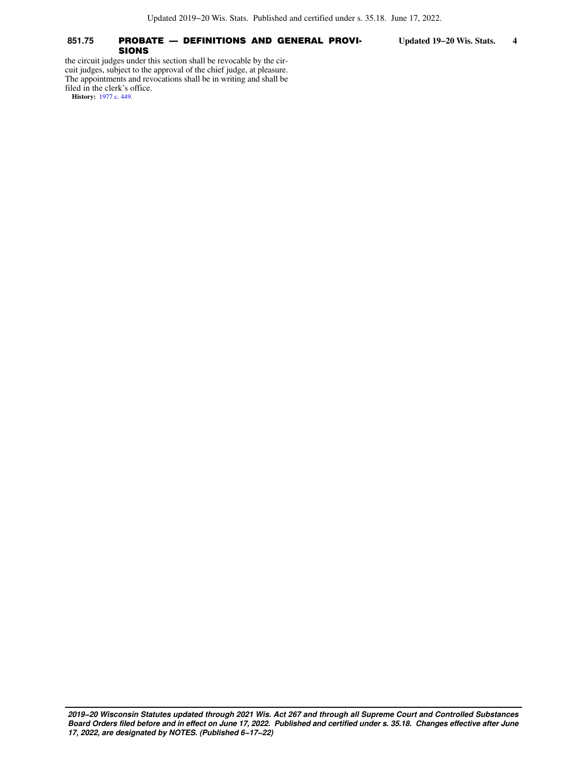the circuit judges under this section shall be revocable by the circuit judges, subject to the approval of the chief judge, at pleasure. The appointments and revocations shall be in writing and shall be filed in the clerk's office.

**History:** 1977 c. 449.